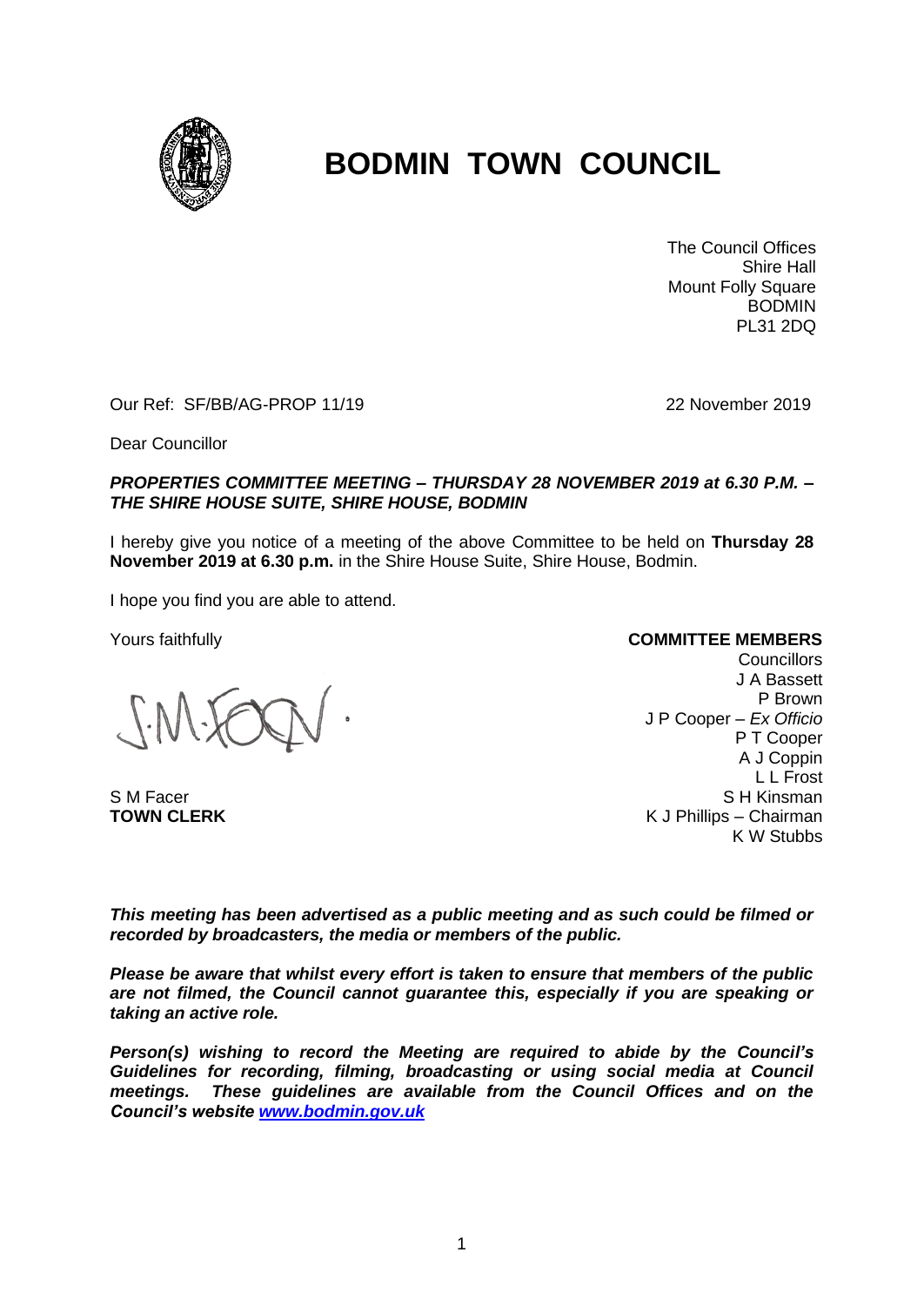# BODMIN TOWN COUNCIL

The Council Offices
Shire Hall
Mount Folly Square
BODMIN
PL31 2DQ

Our Ref: SF/BB/AG-PROP 11/19

22 November 2019

Dear Councillor

***PROPERTIES COMMITTEE MEETING – THURSDAY 28 NOVEMBER 2019 at 6.30 P.M. – THE SHIRE HOUSE SUITE, SHIRE HOUSE, BODMIN***

I hereby give you notice of a meeting of the above Committee to be held on **Thursday 28 November 2019 at 6.30 p.m.** in the Shire House Suite, Shire House, Bodmin.

I hope you find you are able to attend.

Yours faithfully

S M Facer
**TOWN CLERK**

**COMMITTEE MEMBERS**
Councillors
J A Bassett
P Brown
J P Cooper – *Ex Officio*
P T Cooper
A J Coppin
L L Frost
S H Kinsman
K J Phillips – Chairman
K W Stubbs

***This meeting has been advertised as a public meeting and as such could be filmed or recorded by broadcasters, the media or members of the public.***

***Please be aware that whilst every effort is taken to ensure that members of the public are not filmed, the Council cannot guarantee this, especially if you are speaking or taking an active role.***

***Person(s) wishing to record the Meeting are required to abide by the Council's Guidelines for recording, filming, broadcasting or using social media at Council meetings. These guidelines are available from the Council Offices and on the Council's website [www.bodmin.gov.uk](http://www.bodmin.gov.uk)***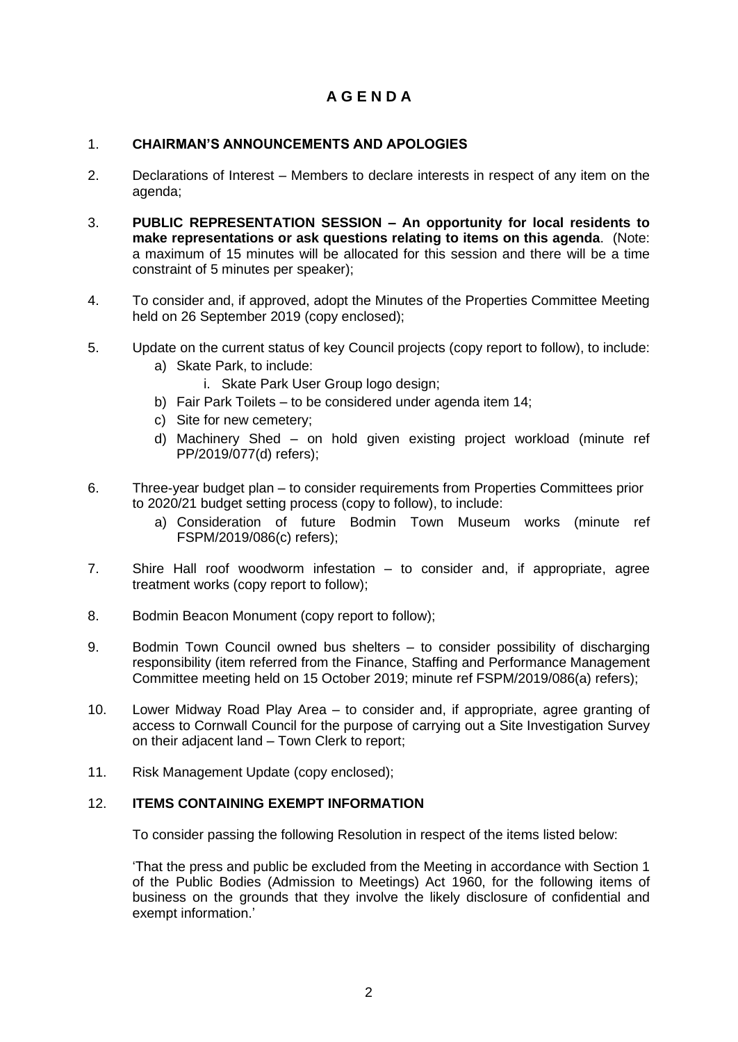# A G E N D A

1. **CHAIRMAN'S ANNOUNCEMENTS AND APOLOGIES**

2. Declarations of Interest – Members to declare interests in respect of any item on the agenda;

3. **PUBLIC REPRESENTATION SESSION – An opportunity for local residents to make representations or ask questions relating to items on this agenda**. (Note: a maximum of 15 minutes will be allocated for this session and there will be a time constraint of 5 minutes per speaker);

4. To consider and, if approved, adopt the Minutes of the Properties Committee Meeting held on 26 September 2019 (copy enclosed);

5. Update on the current status of key Council projects (copy report to follow), to include:
   a) Skate Park, to include:
      i. Skate Park User Group logo design;
   b) Fair Park Toilets – to be considered under agenda item 14;
   c) Site for new cemetery;
   d) Machinery Shed – on hold given existing project workload (minute ref PP/2019/077(d) refers);

6. Three-year budget plan – to consider requirements from Properties Committees prior to 2020/21 budget setting process (copy to follow), to include:
   a) Consideration of future Bodmin Town Museum works (minute ref FSPM/2019/086(c) refers);

7. Shire Hall roof woodworm infestation – to consider and, if appropriate, agree treatment works (copy report to follow);

8. Bodmin Beacon Monument (copy report to follow);

9. Bodmin Town Council owned bus shelters – to consider possibility of discharging responsibility (item referred from the Finance, Staffing and Performance Management Committee meeting held on 15 October 2019; minute ref FSPM/2019/086(a) refers);

10. Lower Midway Road Play Area – to consider and, if appropriate, agree granting of access to Cornwall Council for the purpose of carrying out a Site Investigation Survey on their adjacent land – Town Clerk to report;

11. Risk Management Update (copy enclosed);

12. **ITEMS CONTAINING EXEMPT INFORMATION**

    To consider passing the following Resolution in respect of the items listed below:

    'That the press and public be excluded from the Meeting in accordance with Section 1 of the Public Bodies (Admission to Meetings) Act 1960, for the following items of business on the grounds that they involve the likely disclosure of confidential and exempt information.'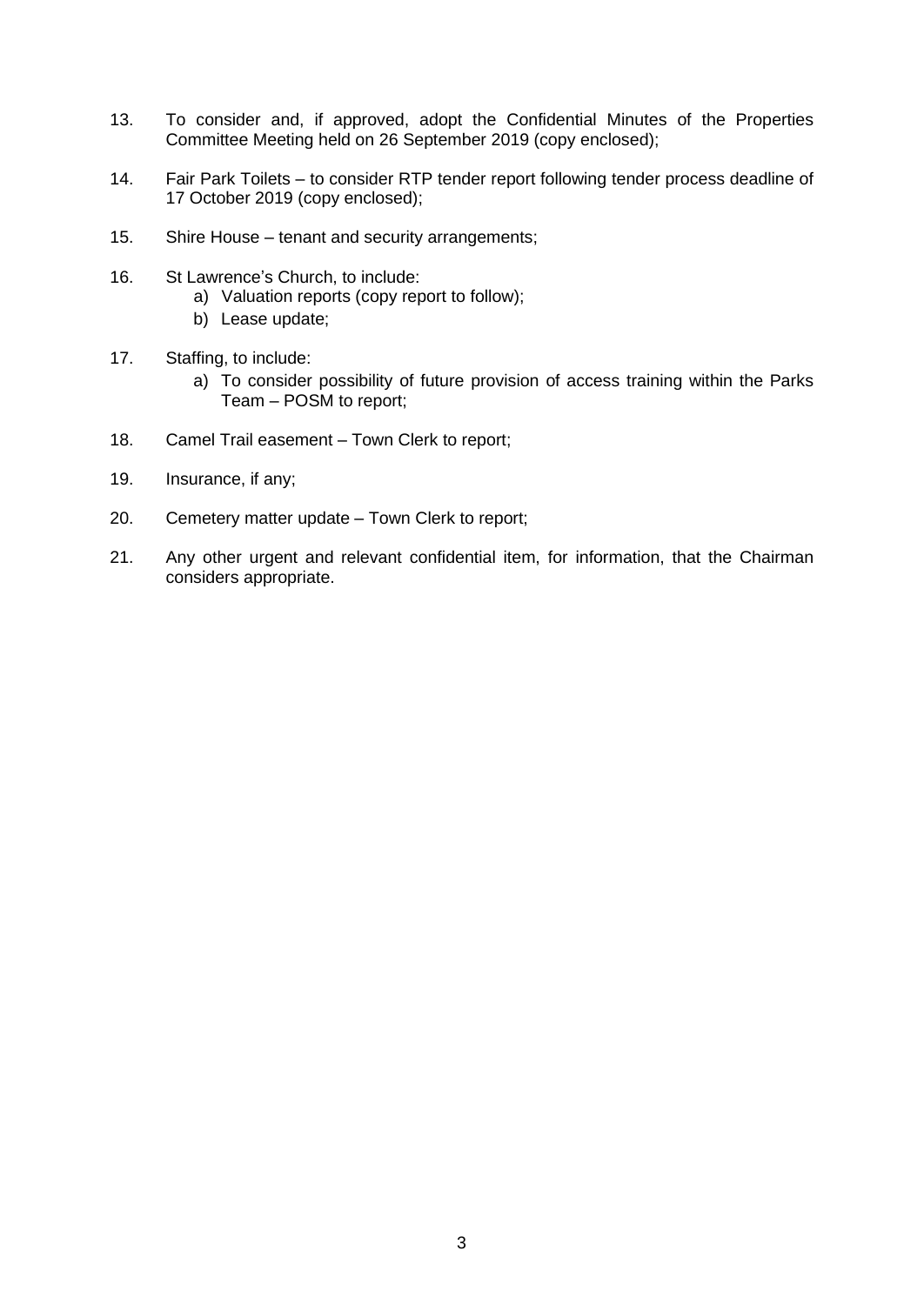13. To consider and, if approved, adopt the Confidential Minutes of the Properties Committee Meeting held on 26 September 2019 (copy enclosed);

14. Fair Park Toilets – to consider RTP tender report following tender process deadline of 17 October 2019 (copy enclosed);

15. Shire House – tenant and security arrangements;

16. St Lawrence's Church, to include:
    a) Valuation reports (copy report to follow);
    b) Lease update;

17. Staffing, to include:
    a) To consider possibility of future provision of access training within the Parks Team – POSM to report;

18. Camel Trail easement – Town Clerk to report;

19. Insurance, if any;

20. Cemetery matter update – Town Clerk to report;

21. Any other urgent and relevant confidential item, for information, that the Chairman considers appropriate.